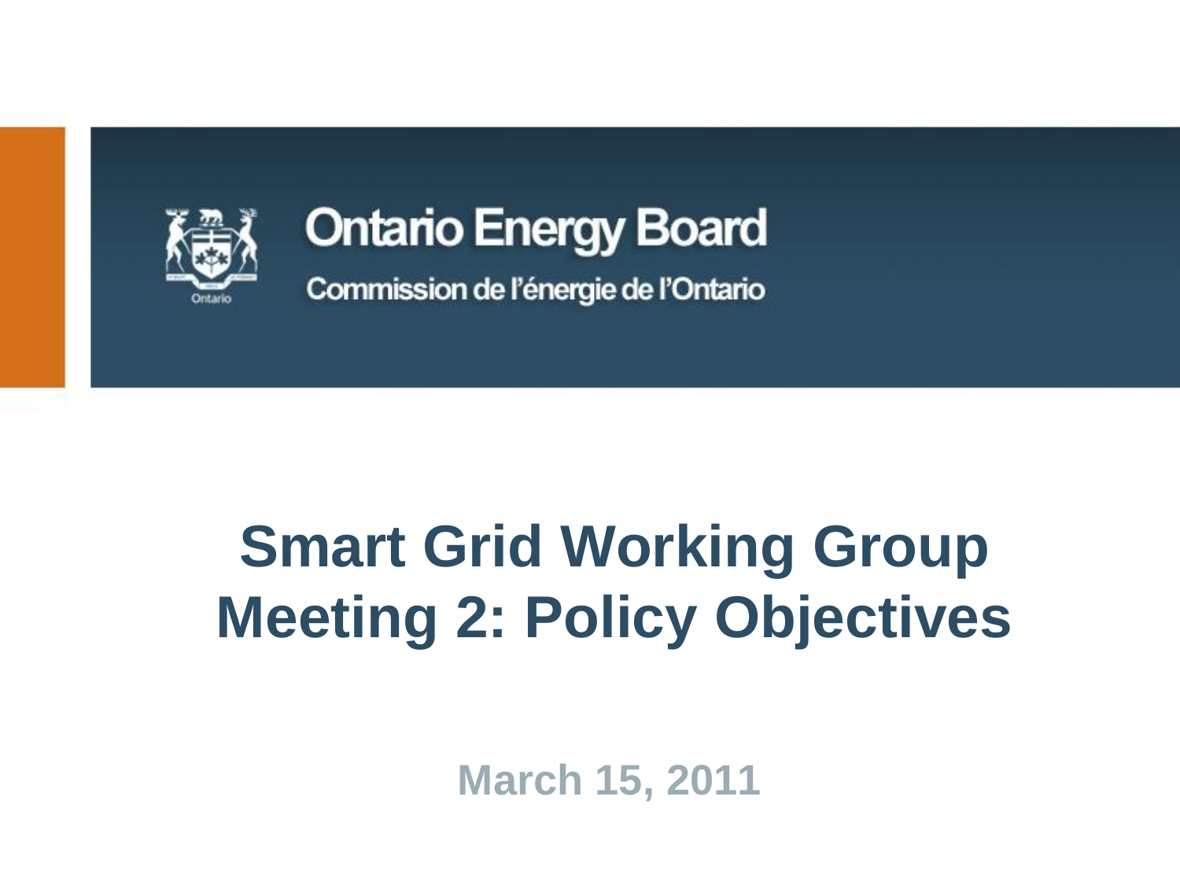Ontario Energy Board

Commission de l'énergie de l'Ontario

# Smart Grid Working Group Meeting 2: Policy Objectives

March 15, 2011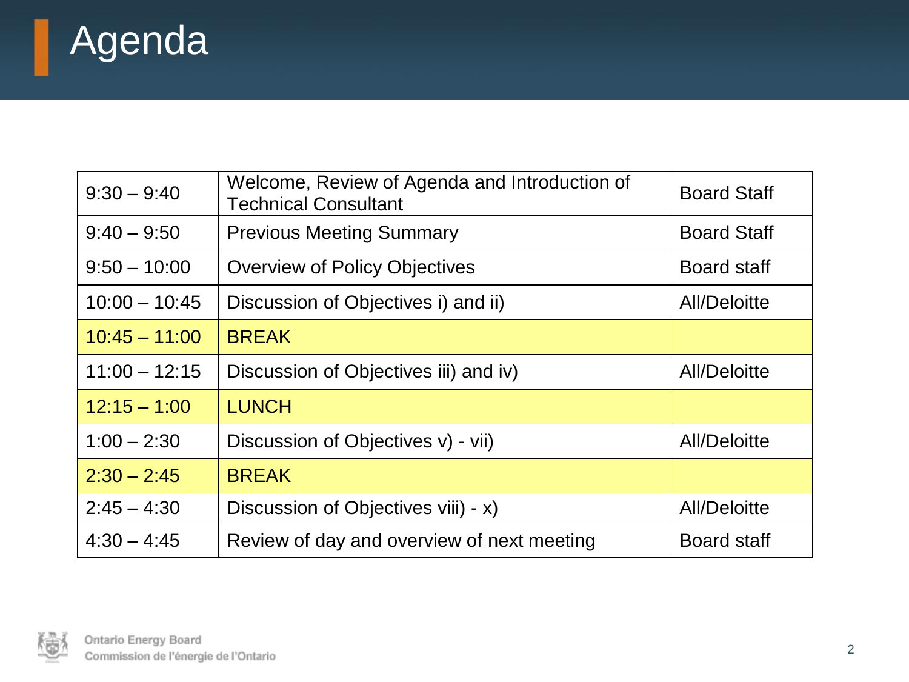# Agenda

| | | |
|---|---|---|
| 9:30 – 9:40 | Welcome, Review of Agenda and Introduction of Technical Consultant | Board Staff |
| 9:40 – 9:50 | Previous Meeting Summary | Board Staff |
| 9:50 – 10:00 | Overview of Policy Objectives | Board staff |
| 10:00 – 10:45 | Discussion of Objectives i) and ii) | All/Deloitte |
| 10:45 – 11:00 | BREAK | |
| 11:00 – 12:15 | Discussion of Objectives iii) and iv) | All/Deloitte |
| 12:15 – 1:00 | LUNCH | |
| 1:00 – 2:30 | Discussion of Objectives v) - vii) | All/Deloitte |
| 2:30 – 2:45 | BREAK | |
| 2:45 – 4:30 | Discussion of Objectives viii) - x) | All/Deloitte |
| 4:30 – 4:45 | Review of day and overview of next meeting | Board staff |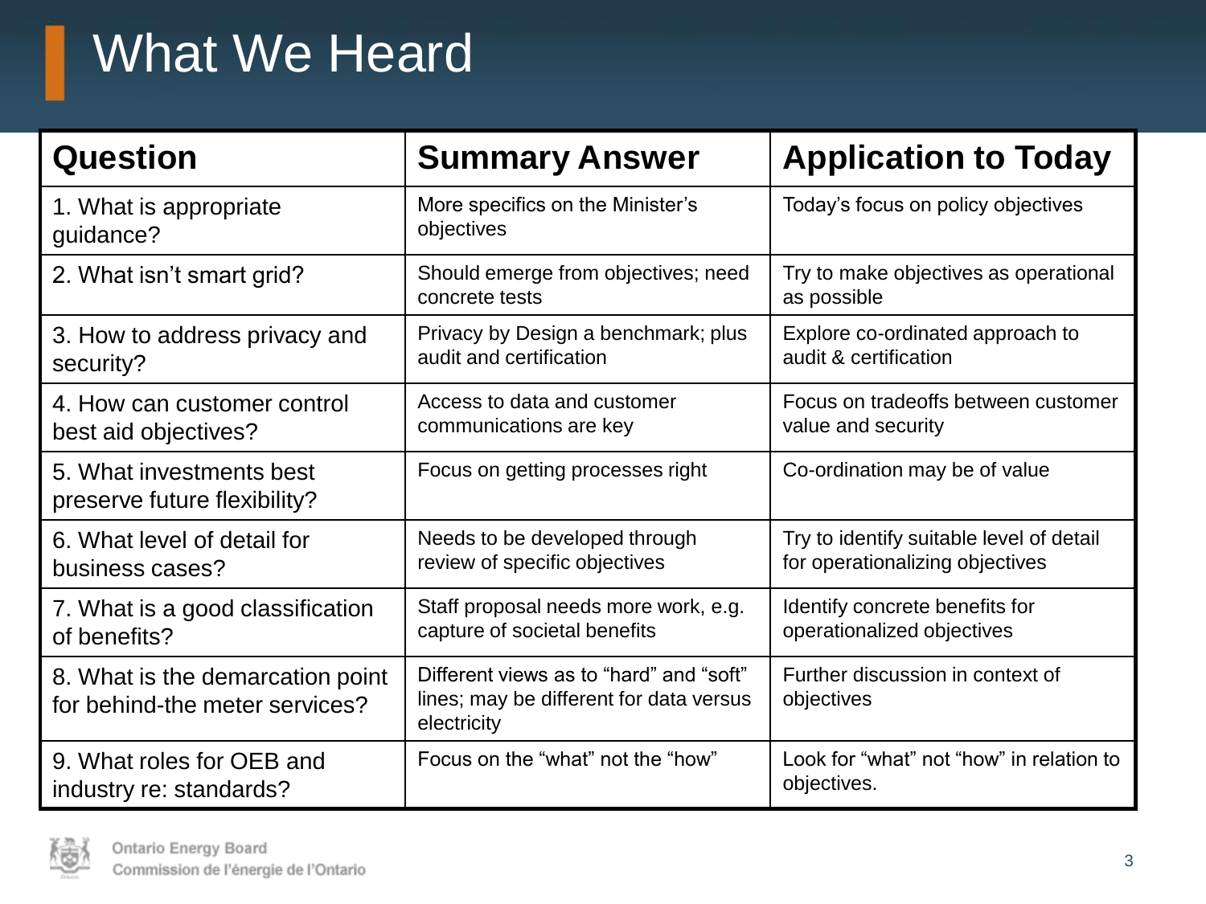# What We Heard

| Question | Summary Answer | Application to Today |
|---|---|---|
| 1. What is appropriate guidance? | More specifics on the Minister's objectives | Today's focus on policy objectives |
| 2. What isn't smart grid? | Should emerge from objectives; need concrete tests | Try to make objectives as operational as possible |
| 3. How to address privacy and security? | Privacy by Design a benchmark; plus audit and certification | Explore co-ordinated approach to audit & certification |
| 4. How can customer control best aid objectives? | Access to data and customer communications are key | Focus on tradeoffs between customer value and security |
| 5. What investments best preserve future flexibility? | Focus on getting processes right | Co-ordination may be of value |
| 6. What level of detail for business cases? | Needs to be developed through review of specific objectives | Try to identify suitable level of detail for operationalizing objectives |
| 7. What is a good classification of benefits? | Staff proposal needs more work, e.g. capture of societal benefits | Identify concrete benefits for operationalized objectives |
| 8. What is the demarcation point for behind-the meter services? | Different views as to "hard" and "soft" lines; may be different for data versus electricity | Further discussion in context of objectives |
| 9. What roles for OEB and industry re: standards? | Focus on the "what" not the "how" | Look for "what" not "how" in relation to objectives. |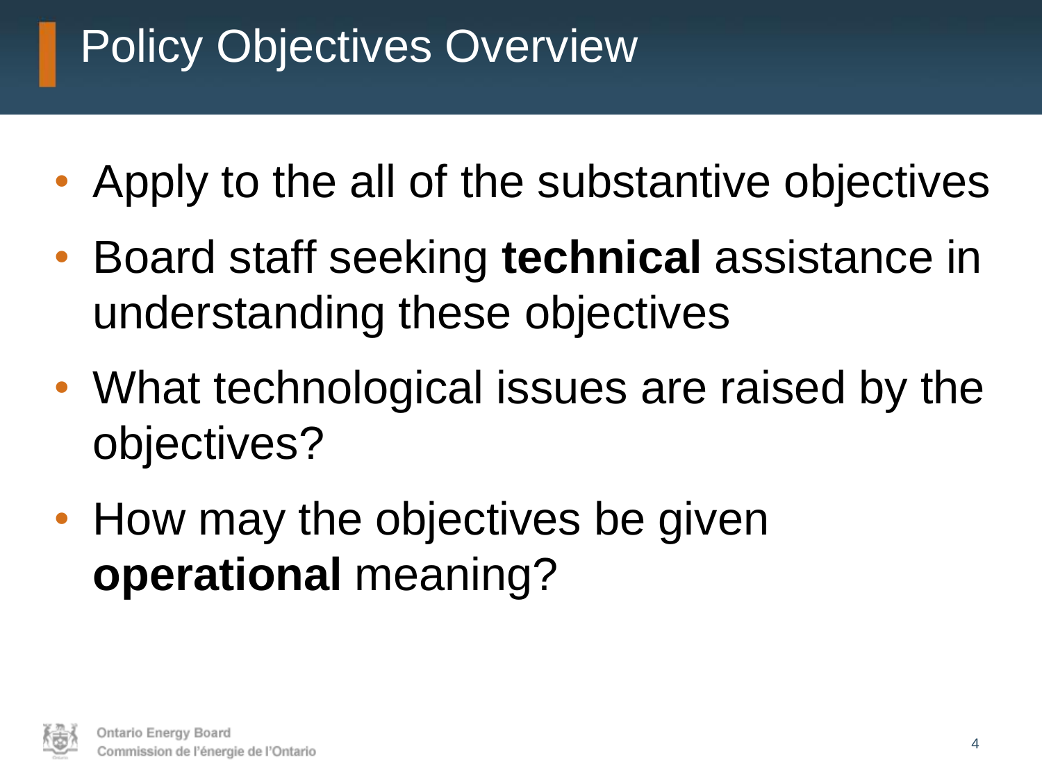# Policy Objectives Overview

- Apply to the all of the substantive objectives
- Board staff seeking **technical** assistance in understanding these objectives
- What technological issues are raised by the objectives?
- How may the objectives be given **operational** meaning?

Ontario Energy Board
Commission de l'énergie de l'Ontario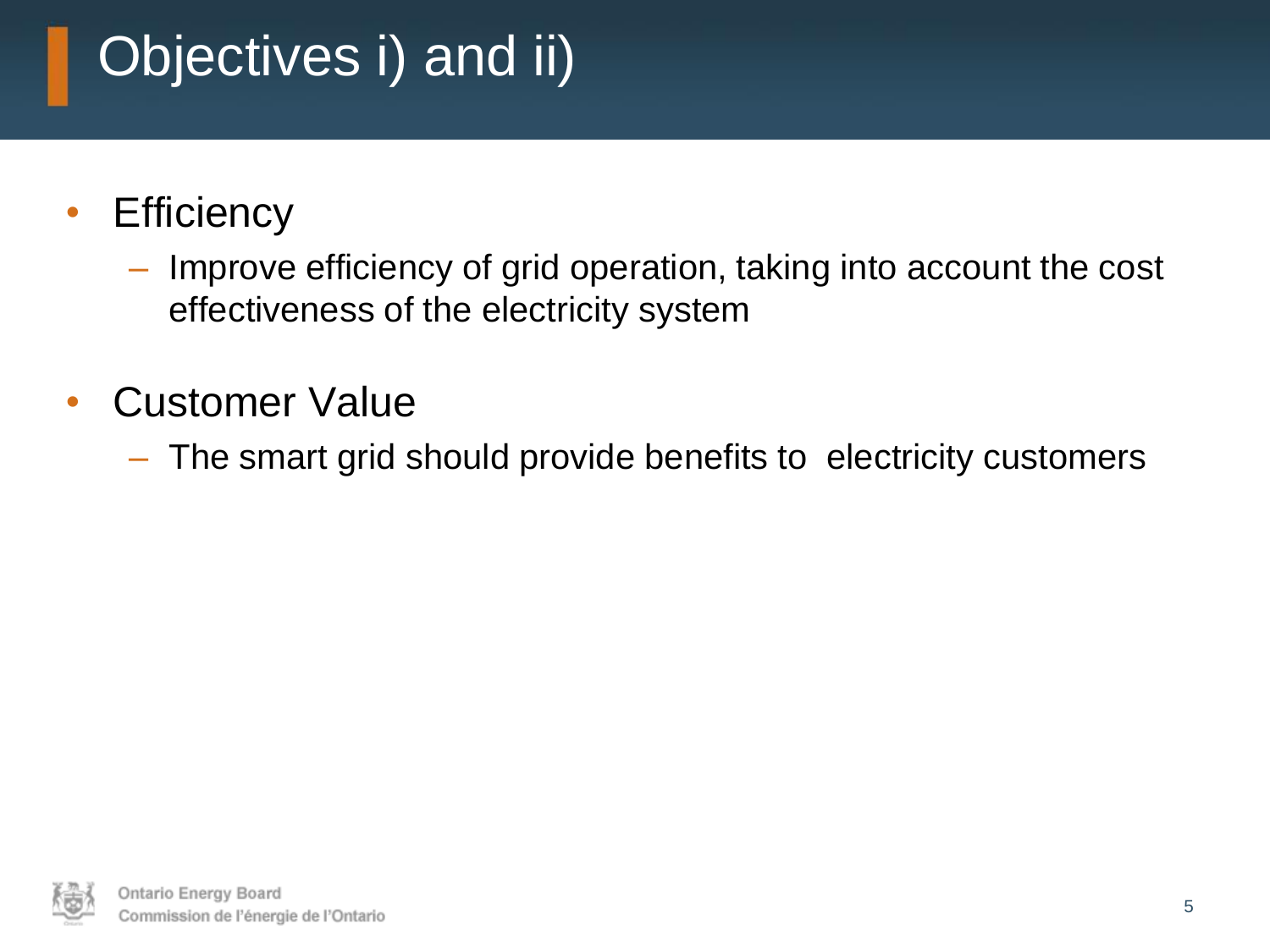# Objectives i) and ii)

- Efficiency
  - Improve efficiency of grid operation, taking into account the cost effectiveness of the electricity system
- Customer Value
  - The smart grid should provide benefits to electricity customers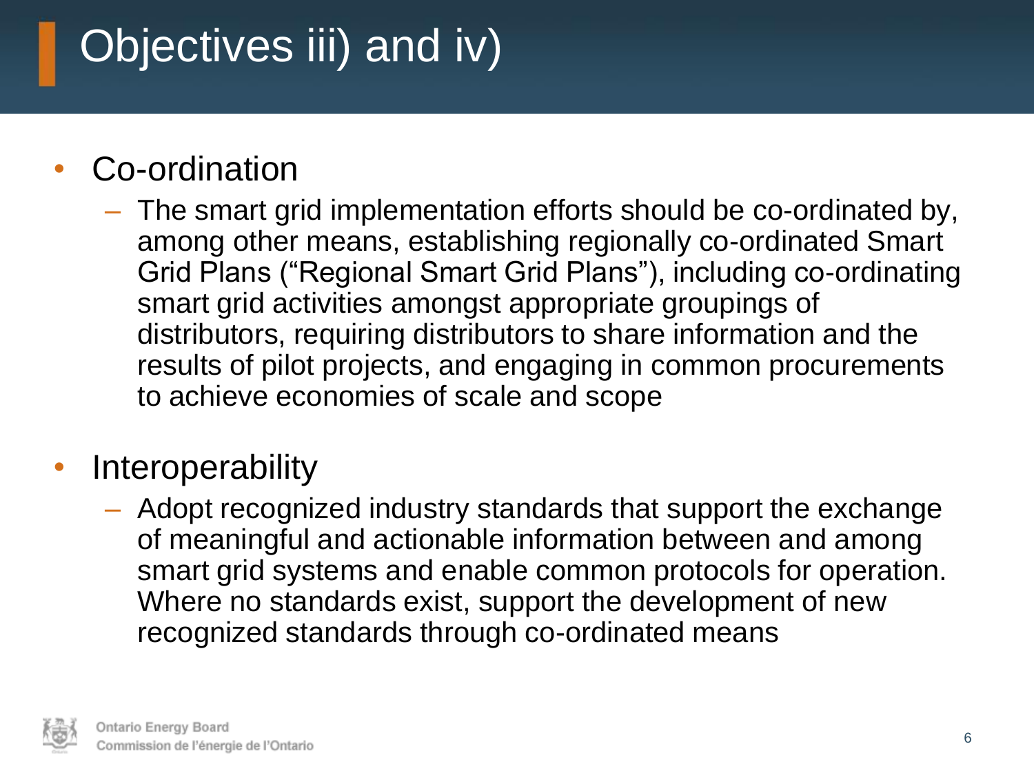# Objectives iii) and iv)

- Co-ordination
  - The smart grid implementation efforts should be co-ordinated by, among other means, establishing regionally co-ordinated Smart Grid Plans ("Regional Smart Grid Plans"), including co-ordinating smart grid activities amongst appropriate groupings of distributors, requiring distributors to share information and the results of pilot projects, and engaging in common procurements to achieve economies of scale and scope
- Interoperability
  - Adopt recognized industry standards that support the exchange of meaningful and actionable information between and among smart grid systems and enable common protocols for operation. Where no standards exist, support the development of new recognized standards through co-ordinated means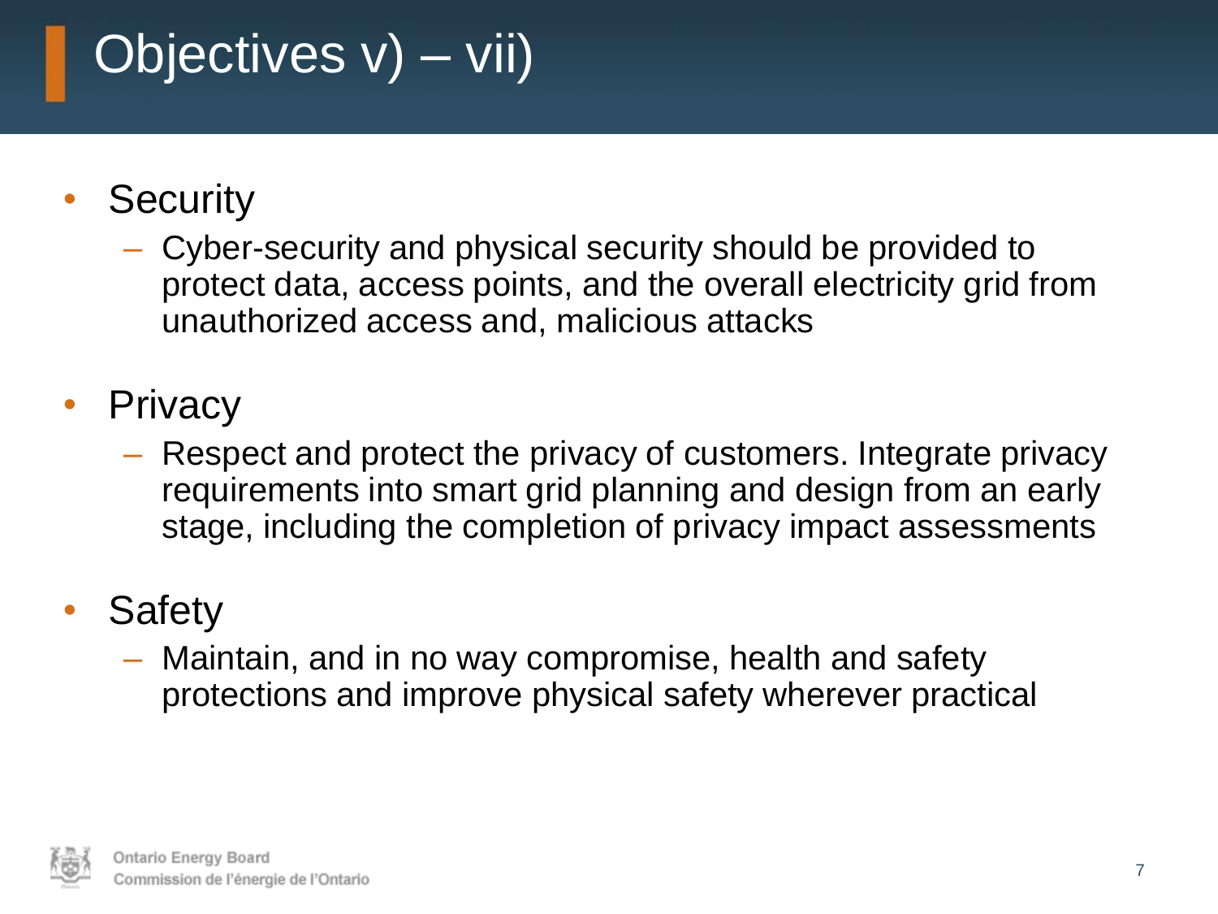# Objectives v) – vii)

- Security
  - Cyber-security and physical security should be provided to protect data, access points, and the overall electricity grid from unauthorized access and, malicious attacks
- Privacy
  - Respect and protect the privacy of customers. Integrate privacy requirements into smart grid planning and design from an early stage, including the completion of privacy impact assessments
- Safety
  - Maintain, and in no way compromise, health and safety protections and improve physical safety wherever practical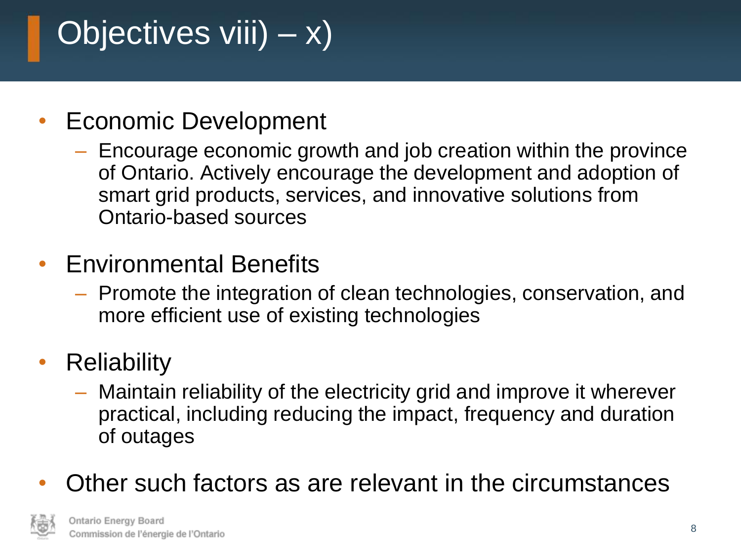# Objectives viii) – x)

- Economic Development
  - Encourage economic growth and job creation within the province of Ontario. Actively encourage the development and adoption of smart grid products, services, and innovative solutions from Ontario-based sources
- Environmental Benefits
  - Promote the integration of clean technologies, conservation, and more efficient use of existing technologies
- Reliability
  - Maintain reliability of the electricity grid and improve it wherever practical, including reducing the impact, frequency and duration of outages
- Other such factors as are relevant in the circumstances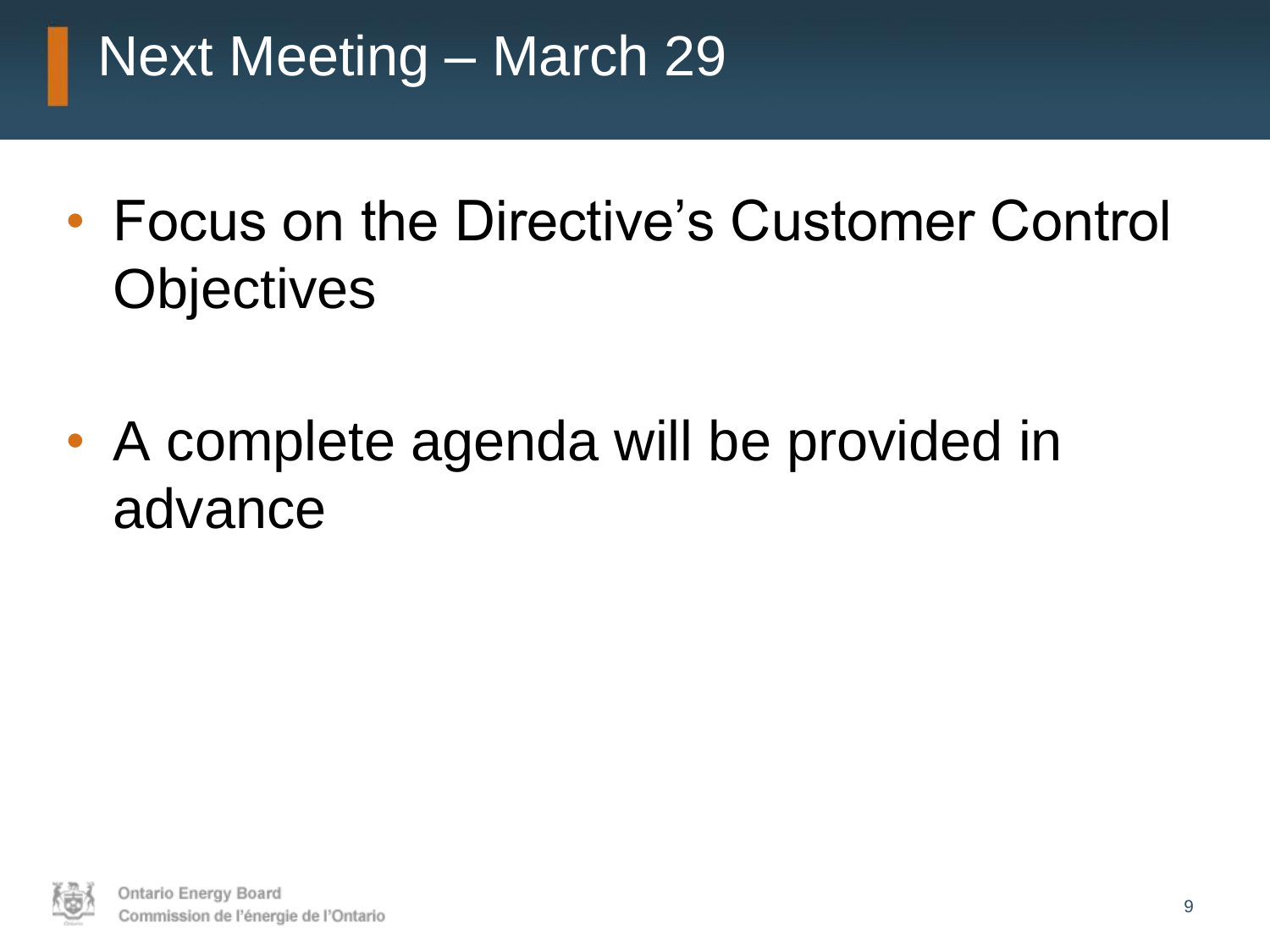# Next Meeting – March 29

- Focus on the Directive's Customer Control Objectives

- A complete agenda will be provided in advance